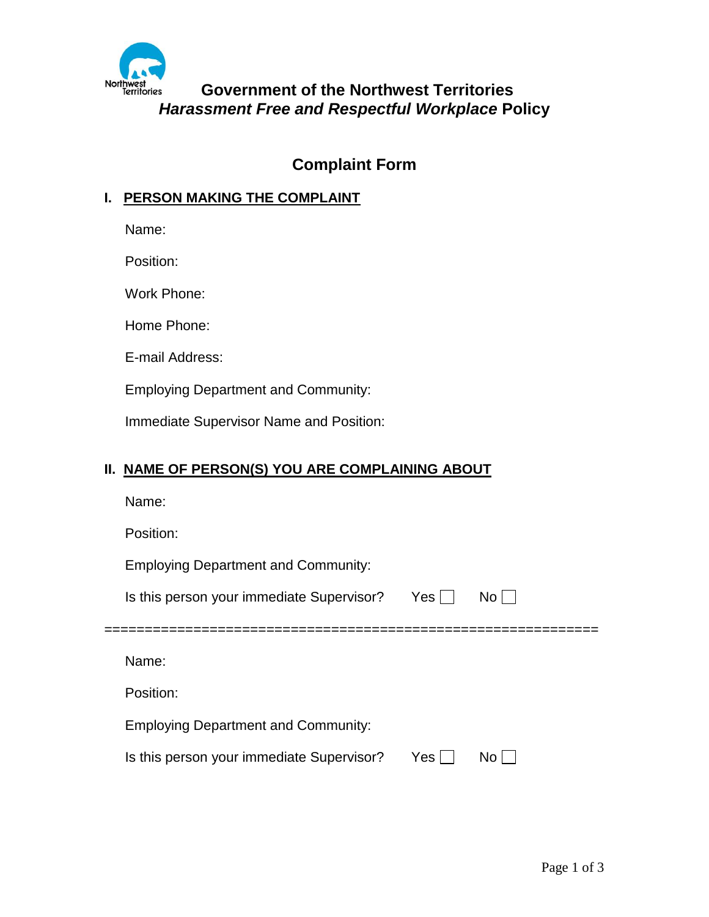# Government of the Northwest Territories
## *Harassment Free and Respectful Workplace* Policy

## Complaint Form

### I. PERSON MAKING THE COMPLAINT

Name:

Position:

Work Phone:

Home Phone:

E-mail Address:

Employing Department and Community:

Immediate Supervisor Name and Position:

### II. NAME OF PERSON(S) YOU ARE COMPLAINING ABOUT

Name:

Position:

Employing Department and Community:

Is this person your immediate Supervisor? Yes ☐ No ☐

===========================================================

Name:

Position:

Employing Department and Community:

Is this person your immediate Supervisor? Yes ☐ No ☐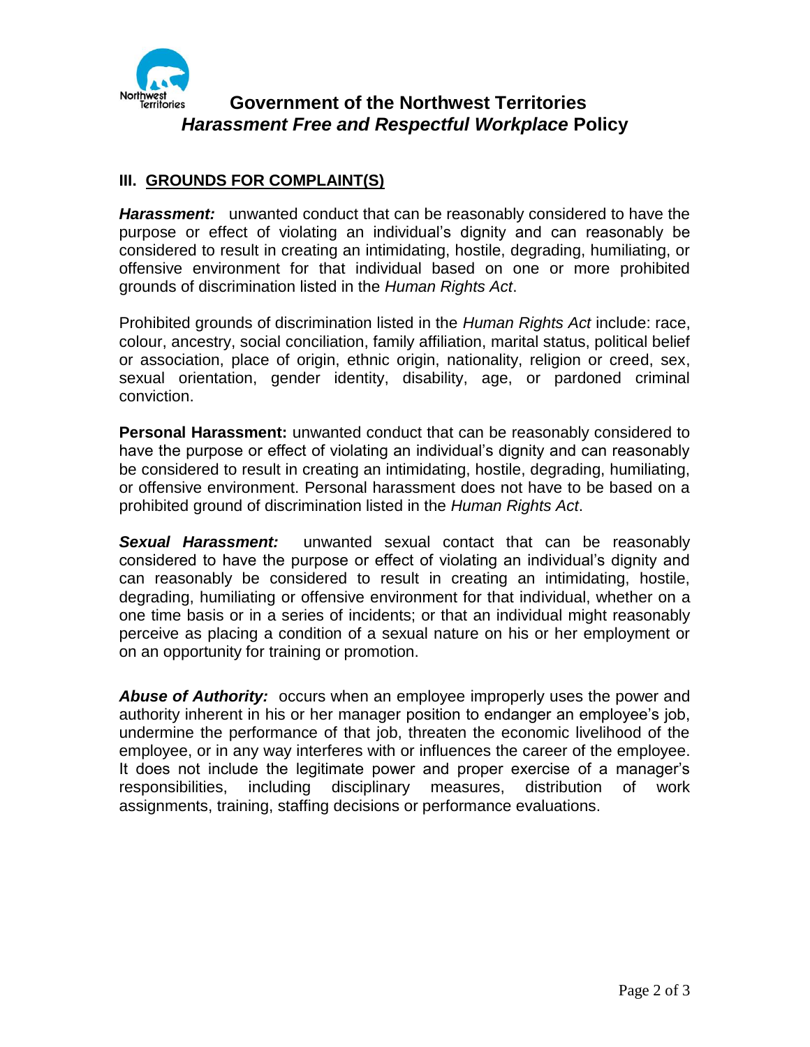# Government of the Northwest Territories
## *Harassment Free and Respectful Workplace* Policy

### III. GROUNDS FOR COMPLAINT(S)

***Harassment:*** unwanted conduct that can be reasonably considered to have the purpose or effect of violating an individual's dignity and can reasonably be considered to result in creating an intimidating, hostile, degrading, humiliating, or offensive environment for that individual based on one or more prohibited grounds of discrimination listed in the *Human Rights Act*.

Prohibited grounds of discrimination listed in the *Human Rights Act* include: race, colour, ancestry, social conciliation, family affiliation, marital status, political belief or association, place of origin, ethnic origin, nationality, religion or creed, sex, sexual orientation, gender identity, disability, age, or pardoned criminal conviction.

**Personal Harassment:** unwanted conduct that can be reasonably considered to have the purpose or effect of violating an individual's dignity and can reasonably be considered to result in creating an intimidating, hostile, degrading, humiliating, or offensive environment. Personal harassment does not have to be based on a prohibited ground of discrimination listed in the *Human Rights Act*.

***Sexual Harassment:*** unwanted sexual contact that can be reasonably considered to have the purpose or effect of violating an individual's dignity and can reasonably be considered to result in creating an intimidating, hostile, degrading, humiliating or offensive environment for that individual, whether on a one time basis or in a series of incidents; or that an individual might reasonably perceive as placing a condition of a sexual nature on his or her employment or on an opportunity for training or promotion.

***Abuse of Authority:*** occurs when an employee improperly uses the power and authority inherent in his or her manager position to endanger an employee's job, undermine the performance of that job, threaten the economic livelihood of the employee, or in any way interferes with or influences the career of the employee. It does not include the legitimate power and proper exercise of a manager's responsibilities, including disciplinary measures, distribution of work assignments, training, staffing decisions or performance evaluations.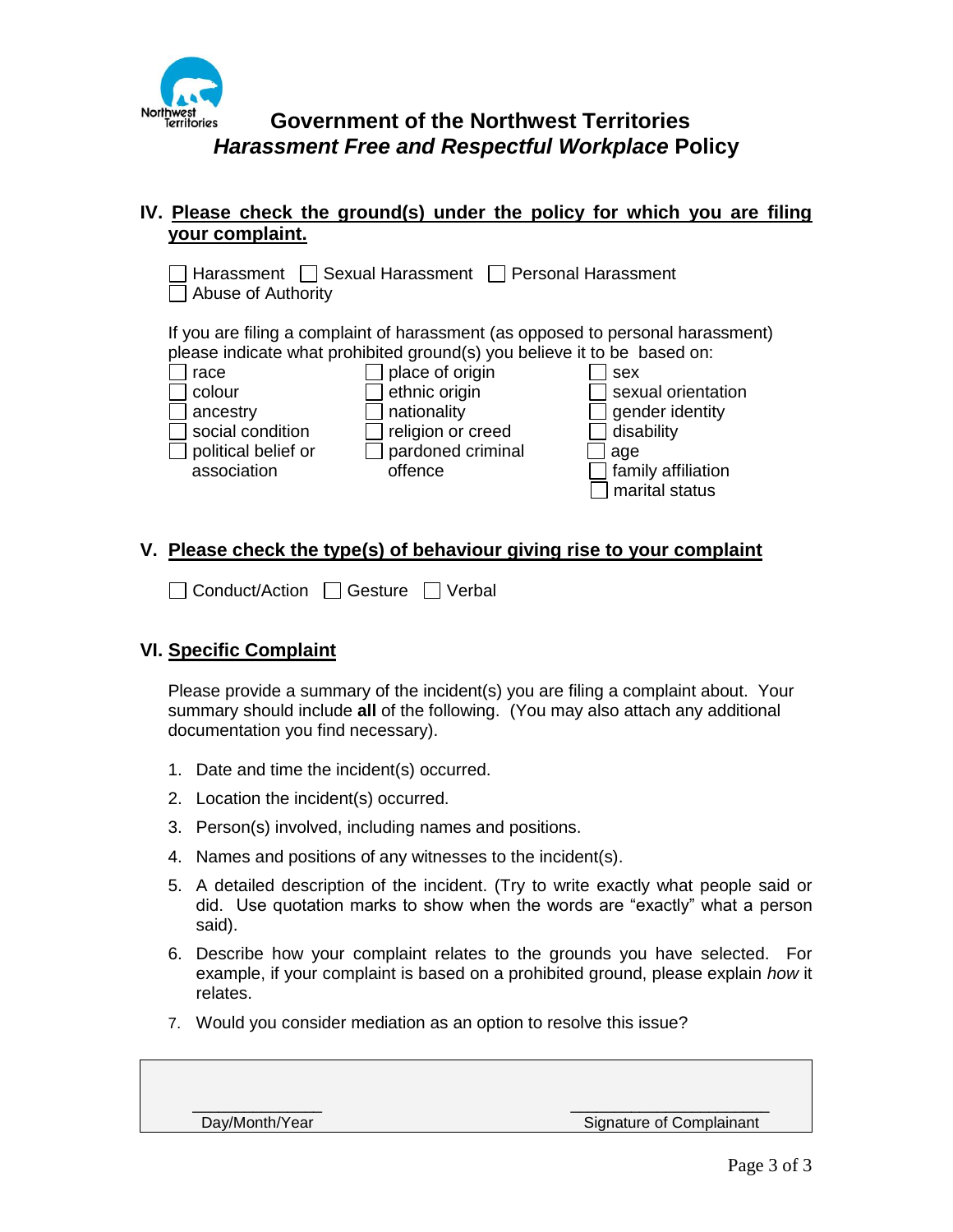# Government of the Northwest Territories
## *Harassment Free and Respectful Workplace* Policy

### IV. Please check the ground(s) under the policy for which you are filing your complaint.

☐ Harassment ☐ Sexual Harassment ☐ Personal Harassment
☐ Abuse of Authority

If you are filing a complaint of harassment (as opposed to personal harassment) please indicate what prohibited ground(s) you believe it to be based on:

| | | |
|---|---|---|
| ☐ race | ☐ place of origin | ☐ sex |
| ☐ colour | ☐ ethnic origin | ☐ sexual orientation |
| ☐ ancestry | ☐ nationality | ☐ gender identity |
| ☐ social condition | ☐ religion or creed | ☐ disability |
| ☐ political belief or association | ☐ pardoned criminal offence | ☐ age |
| | | ☐ family affiliation |
| | | ☐ marital status |

### V. Please check the type(s) of behaviour giving rise to your complaint

☐ Conduct/Action ☐ Gesture ☐ Verbal

### VI. Specific Complaint

Please provide a summary of the incident(s) you are filing a complaint about. Your summary should include **all** of the following. (You may also attach any additional documentation you find necessary).

1. Date and time the incident(s) occurred.
2. Location the incident(s) occurred.
3. Person(s) involved, including names and positions.
4. Names and positions of any witnesses to the incident(s).
5. A detailed description of the incident. (Try to write exactly what people said or did. Use quotation marks to show when the words are "exactly" what a person said).
6. Describe how your complaint relates to the grounds you have selected. For example, if your complaint is based on a prohibited ground, please explain *how* it relates.
7. Would you consider mediation as an option to resolve this issue?

| | |
|---|---|
| ______________ Day/Month/Year | ______________________ Signature of Complainant |